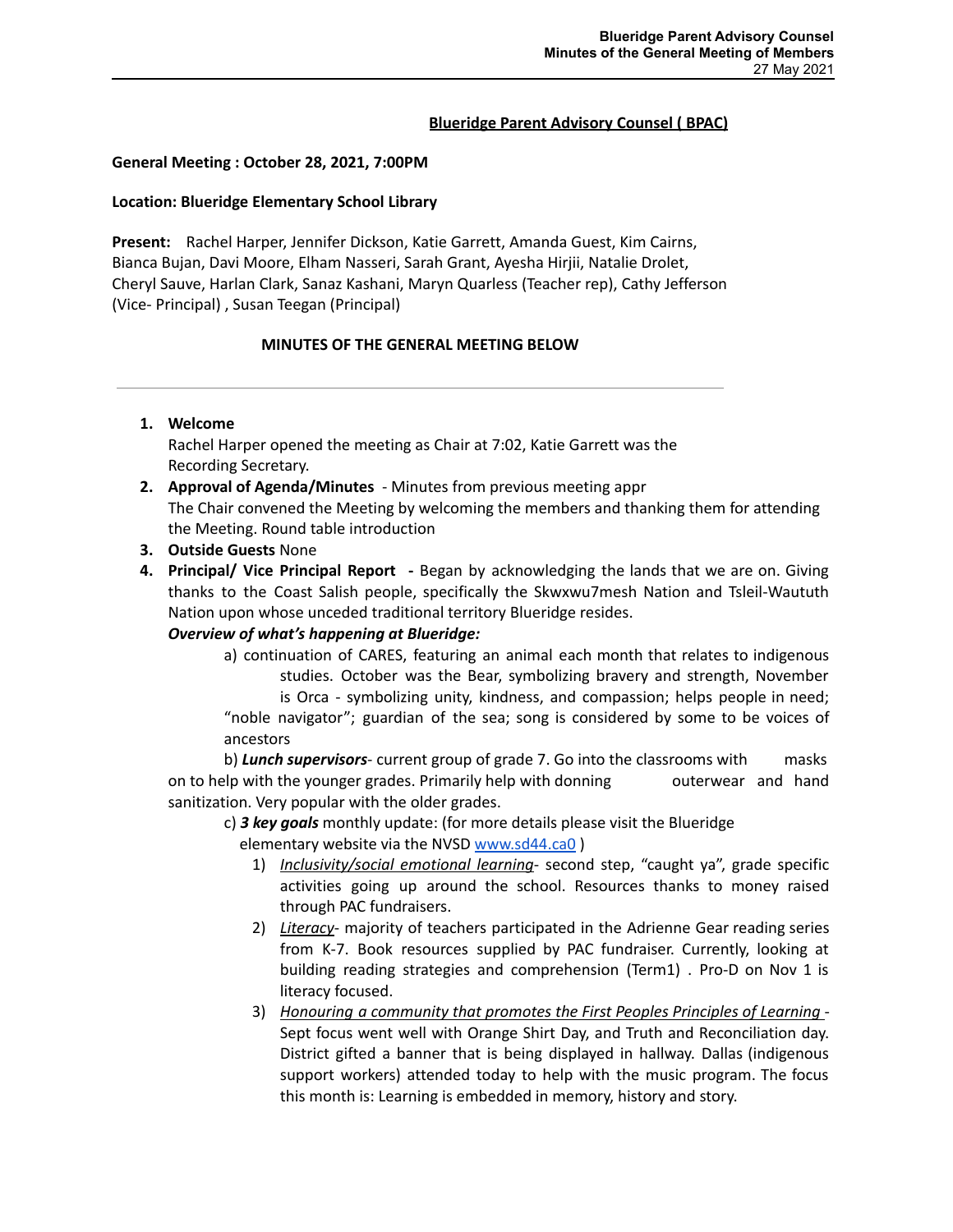**Blueridge Parent Advisory Counsel ( BPAC)**

**General Meeting : October 28, 2021, 7:00PM**

**Location: Blueridge Elementary School Library**

**Present:** Rachel Harper, Jennifer Dickson, Katie Garrett, Amanda Guest, Kim Cairns, Bianca Bujan, Davi Moore, Elham Nasseri, Sarah Grant, Ayesha Hirjii, Natalie Drolet, Cheryl Sauve, Harlan Clark, Sanaz Kashani, Maryn Quarless (Teacher rep), Cathy Jefferson (Vice- Principal) , Susan Teegan (Principal)

**MINUTES OF THE GENERAL MEETING BELOW**

---

1. **Welcome**
   Rachel Harper opened the meeting as Chair at 7:02, Katie Garrett was the Recording Secretary.
2. **Approval of Agenda/Minutes** - Minutes from previous meeting appr
   The Chair convened the Meeting by welcoming the members and thanking them for attending the Meeting. Round table introduction
3. **Outside Guests** None
4. **Principal/ Vice Principal Report -** Began by acknowledging the lands that we are on. Giving thanks to the Coast Salish people, specifically the Skwxwu7mesh Nation and Tsleil-Waututh Nation upon whose unceded traditional territory Blueridge resides.

   ***Overview of what's happening at Blueridge:***

   a) continuation of CARES, featuring an animal each month that relates to indigenous studies. October was the Bear, symbolizing bravery and strength, November is Orca - symbolizing unity, kindness, and compassion; helps people in need; "noble navigator"; guardian of the sea; song is considered by some to be voices of ancestors

   b) ***Lunch supervisors***- current group of grade 7. Go into the classrooms with masks on to help with the younger grades. Primarily help with donning outerwear and hand sanitization. Very popular with the older grades.

   c) ***3 key goals*** monthly update: (for more details please visit the Blueridge elementary website via the NVSD [www.sd44.ca0](www.sd44.ca0) )

   1) *Inclusivity/social emotional learning*- second step, "caught ya", grade specific activities going up around the school. Resources thanks to money raised through PAC fundraisers.
   2) *Literacy*- majority of teachers participated in the Adrienne Gear reading series from K-7. Book resources supplied by PAC fundraiser. Currently, looking at building reading strategies and comprehension (Term1) . Pro-D on Nov 1 is literacy focused.
   3) *Honouring a community that promotes the First Peoples Principles of Learning* - Sept focus went well with Orange Shirt Day, and Truth and Reconciliation day. District gifted a banner that is being displayed in hallway. Dallas (indigenous support workers) attended today to help with the music program. The focus this month is: Learning is embedded in memory, history and story.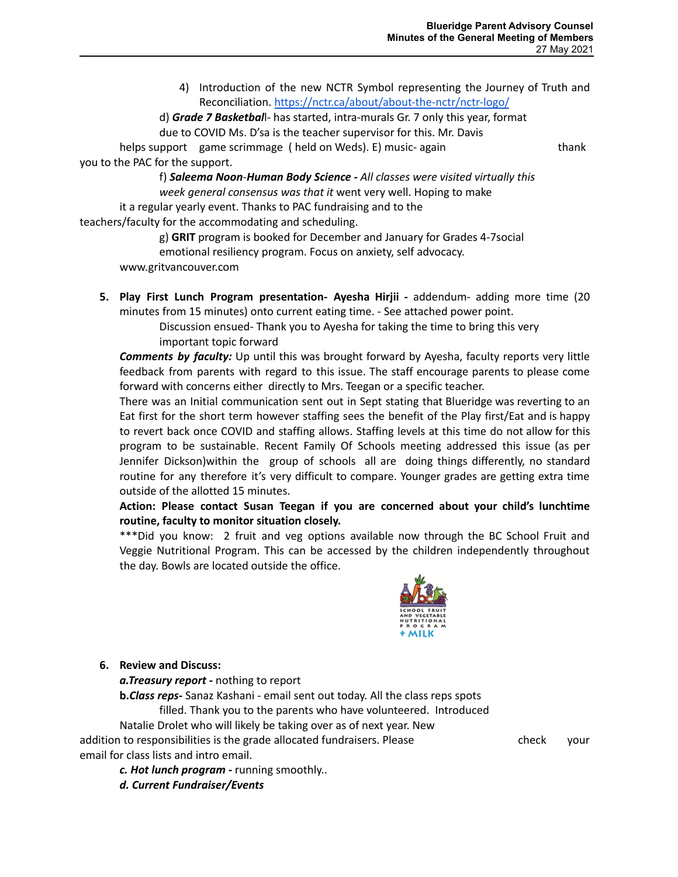4) Introduction of the new NCTR Symbol representing the Journey of Truth and Reconciliation. [https://nctr.ca/about/about-the-nctr/nctr-logo/](https://nctr.ca/about/about-the-nctr/nctr-logo/)

d) ***Grade 7 Basketbal***l- has started, intra-murals Gr. 7 only this year, format due to COVID Ms. D'sa is the teacher supervisor for this. Mr. Davis helps support game scrimmage ( held on Weds). E) music- again thank you to the PAC for the support.

f) ***Saleema Noon-Human Body Science -*** *All classes were visited virtually this week general consensus was that it* went very well. Hoping to make it a regular yearly event. Thanks to PAC fundraising and to the teachers/faculty for the accommodating and scheduling.

g) **GRIT** program is booked for December and January for Grades 4-7social emotional resiliency program. Focus on anxiety, self advocacy. www.gritvancouver.com

5. **Play First Lunch Program presentation- Ayesha Hirjii -** addendum- adding more time (20 minutes from 15 minutes) onto current eating time. - See attached power point.

   Discussion ensued- Thank you to Ayesha for taking the time to bring this very important topic forward

   ***Comments by faculty:*** Up until this was brought forward by Ayesha, faculty reports very little feedback from parents with regard to this issue. The staff encourage parents to please come forward with concerns either directly to Mrs. Teegan or a specific teacher.

   There was an Initial communication sent out in Sept stating that Blueridge was reverting to an Eat first for the short term however staffing sees the benefit of the Play first/Eat and is happy to revert back once COVID and staffing allows. Staffing levels at this time do not allow for this program to be sustainable. Recent Family Of Schools meeting addressed this issue (as per Jennifer Dickson)within the group of schools all are doing things differently, no standard routine for any therefore it's very difficult to compare. Younger grades are getting extra time outside of the allotted 15 minutes.

   **Action: Please contact Susan Teegan if you are concerned about your child's lunchtime routine, faculty to monitor situation closely.**

   ***Did you know: 2 fruit and veg options available now through the BC School Fruit and Veggie Nutritional Program. This can be accessed by the children independently throughout the day. Bowls are located outside the office.

6. **Review and Discuss:**

   ***a.Treasury report -*** nothing to report

   **b.*Class reps-*** Sanaz Kashani - email sent out today. All the class reps spots filled. Thank you to the parents who have volunteered. Introduced Natalie Drolet who will likely be taking over as of next year. New addition to responsibilities is the grade allocated fundraisers. Please check your email for class lists and intro email.

   ***c. Hot lunch program -*** running smoothly..

   ***d. Current Fundraiser/Events***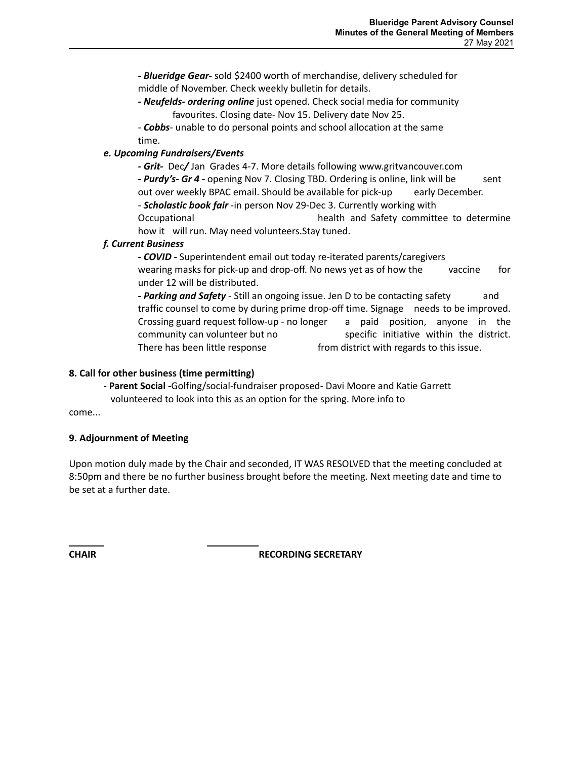- ***Blueridge Gear-*** sold $2400 worth of merchandise, delivery scheduled for middle of November. Check weekly bulletin for details.

- ***Neufelds- ordering online*** just opened. Check social media for community favourites. Closing date- Nov 15. Delivery date Nov 25.

- ***Cobbs***- unable to do personal points and school allocation at the same time.

***e. Upcoming Fundraisers/Events***

- ***Grit-*** Dec/ Jan Grades 4-7. More details following www.gritvancouver.com

- ***Purdy's- Gr 4 -*** opening Nov 7. Closing TBD. Ordering is online, link will be sent out over weekly BPAC email. Should be available for pick-up early December.

- ***Scholastic book fair*** -in person Nov 29-Dec 3. Currently working with Occupational health and Safety committee to determine how it will run. May need volunteers.Stay tuned.

***f. Current Business***

- ***COVID -*** Superintendent email out today re-iterated parents/caregivers wearing masks for pick-up and drop-off. No news yet as of how the vaccine for under 12 will be distributed.

- ***Parking and Safety*** - Still an ongoing issue. Jen D to be contacting safety and traffic counsel to come by during prime drop-off time. Signage needs to be improved. Crossing guard request follow-up - no longer a paid position, anyone in the community can volunteer but no specific initiative within the district. There has been little response from district with regards to this issue.

**8. Call for other business (time permitting)**

**- Parent Social -**Golfing/social-fundraiser proposed- Davi Moore and Katie Garrett volunteered to look into this as an option for the spring. More info to come...

**9. Adjournment of Meeting**

Upon motion duly made by the Chair and seconded, IT WAS RESOLVED that the meeting concluded at 8:50pm and there be no further business brought before the meeting. Next meeting date and time to be set at a further date.

**CHAIR** **RECORDING SECRETARY**